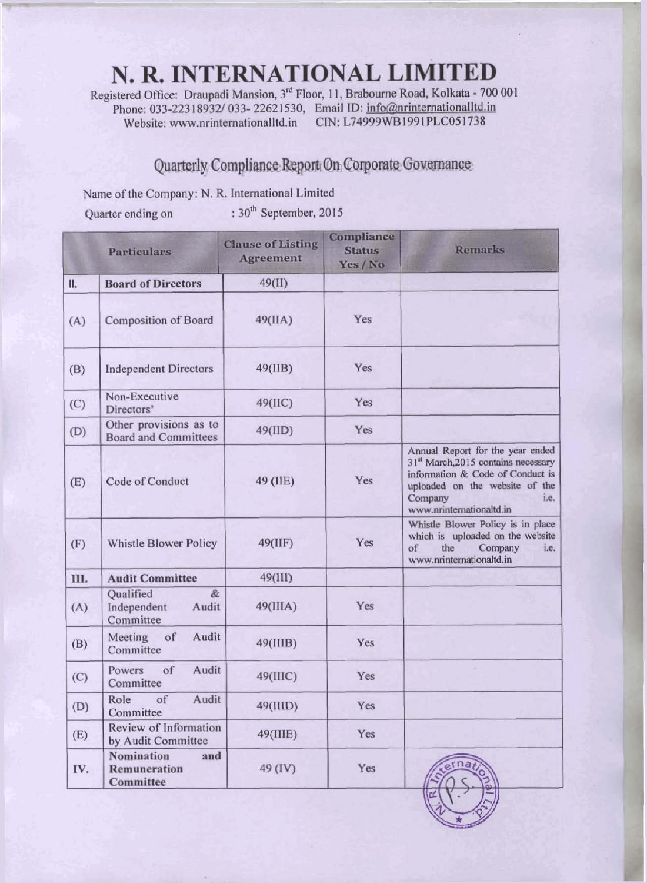# N. R. INTERNATIONAL LIMITED

Registered Office: Draupadi Mansion, 3rd Floor, 11, Brabourne Road, Kolkata - 700 001
Phone: 033-22318932/ 033- 22621530, Email ID: info@nrinternationalltd.in
Website: www.nrinternationalltd.in CIN: L74999WB1991PLC051738

## Quarterly Compliance Report On Corporate Governance

Name of the Company: N. R. International Limited

Quarter ending on : 30th September, 2015

| Particulars | | Clause of Listing Agreement | Compliance Status Yes / No | Remarks |
|---|---|---|---|---|
| II. | **Board of Directors** | 49(II) | | |
| (A) | Composition of Board | 49(IIA) | Yes | |
| (B) | Independent Directors | 49(IIB) | Yes | |
| (C) | Non-Executive Directors' | 49(IIC) | Yes | |
| (D) | Other provisions as to Board and Committees | 49(IID) | Yes | |
| (E) | Code of Conduct | 49 (IIE) | Yes | Annual Report for the year ended 31st March,2015 contains necessary information & Code of Conduct is uploaded on the website of the Company i.e. www.nrinternationaltd.in |
| (F) | Whistle Blower Policy | 49(IIF) | Yes | Whistle Blower Policy is in place which is uploaded on the website of the Company i.e. www.nrinternationaltd.in |
| III. | **Audit Committee** | 49(III) | | |
| (A) | Qualified & Independent Audit Committee | 49(IIIA) | Yes | |
| (B) | Meeting of Audit Committee | 49(IIIB) | Yes | |
| (C) | Powers of Audit Committee | 49(IIIC) | Yes | |
| (D) | Role of Audit Committee | 49(IIID) | Yes | |
| (E) | Review of Information by Audit Committee | 49(IIIE) | Yes | |
| IV. | **Nomination and Remuneration Committee** | 49 (IV) | Yes | |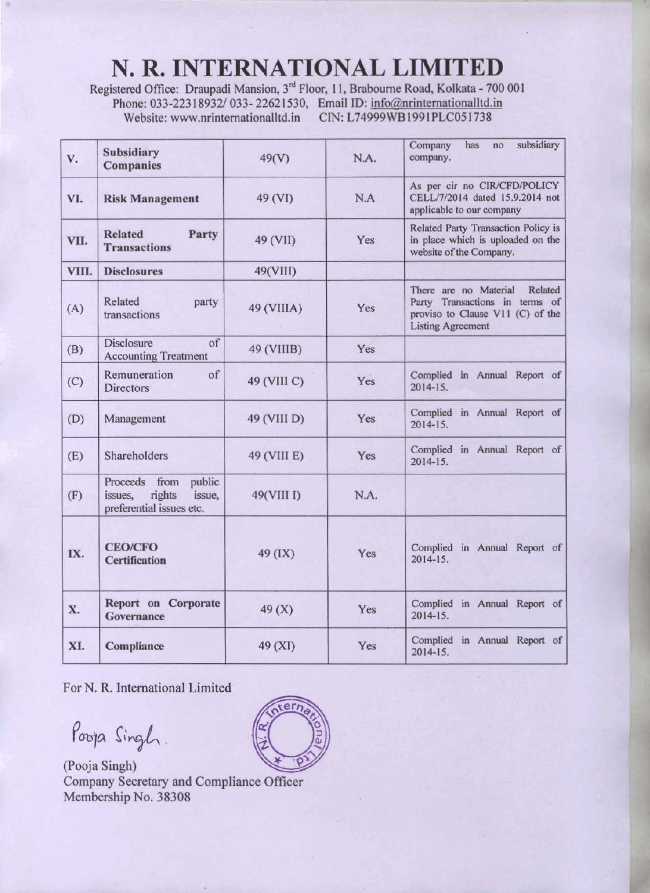# N. R. INTERNATIONAL LIMITED

Registered Office: Draupadi Mansion, 3rd Floor, 11, Brabourne Road, Kolkata - 700 001
Phone: 033-22318932/ 033- 22621530, Email ID: info@nrinternationalltd.in
Website: www.nrinternationalltd.in CIN: L74999WB1991PLC051738

| | | | | |
|---|---|---|---|---|
| V. | **Subsidiary Companies** | 49(V) | N.A. | Company has no subsidiary company. |
| VI. | **Risk Management** | 49 (VI) | N.A | As per cir no CIR/CFD/POLICY CELL/7/2014 dated 15.9.2014 not applicable to our company |
| VII. | **Related Party Transactions** | 49 (VII) | Yes | Related Party Transaction Policy is in place which is uploaded on the website of the Company. |
| VIII. | **Disclosures** | 49(VIII) | | |
| (A) | Related party transactions | 49 (VIIIA) | Yes | There are no Material Related Party Transactions in terms of proviso to Clause V11 (C) of the Listing Agreement |
| (B) | Disclosure of Accounting Treatment | 49 (VIIIB) | Yes | |
| (C) | Remuneration of Directors | 49 (VIII C) | Yes | Complied in Annual Report of 2014-15. |
| (D) | Management | 49 (VIII D) | Yes | Complied in Annual Report of 2014-15. |
| (E) | Shareholders | 49 (VIII E) | Yes | Complied in Annual Report of 2014-15. |
| (F) | Proceeds from public issues, rights issue, preferential issues etc. | 49(VIII I) | N.A. | |
| IX. | **CEO/CFO Certification** | 49 (IX) | Yes | Complied in Annual Report of 2014-15. |
| X. | **Report on Corporate Governance** | 49 (X) | Yes | Complied in Annual Report of 2014-15. |
| XI. | **Compliance** | 49 (XI) | Yes | Complied in Annual Report of 2014-15. |

For N. R. International Limited

Pooja Singh

(Pooja Singh)
Company Secretary and Compliance Officer
Membership No. 38308